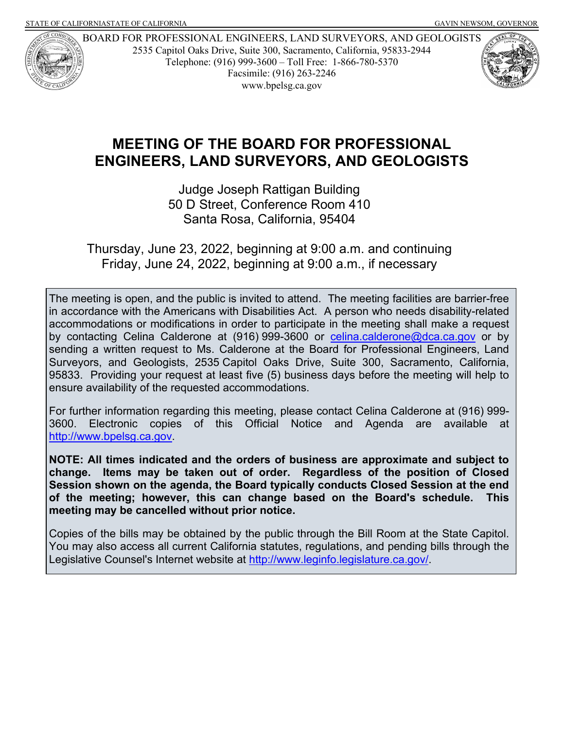STATE OF CALIFORNIASTATE OF CALIFORNIA GAVIN NEWSOM, GOVERNOR

BOARD FOR PROFESSIONAL ENGINEERS, LAND SURVEYORS, AND GEOLOGISTS
2535 Capitol Oaks Drive, Suite 300, Sacramento, California, 95833-2944
Telephone: (916) 999-3600 – Toll Free: 1-866-780-5370
Facsimile: (916) 263-2246
www.bpelsg.ca.gov

# MEETING OF THE BOARD FOR PROFESSIONAL ENGINEERS, LAND SURVEYORS, AND GEOLOGISTS

Judge Joseph Rattigan Building
50 D Street, Conference Room 410
Santa Rosa, California, 95404

Thursday, June 23, 2022, beginning at 9:00 a.m. and continuing
Friday, June 24, 2022, beginning at 9:00 a.m., if necessary

The meeting is open, and the public is invited to attend. The meeting facilities are barrier-free in accordance with the Americans with Disabilities Act. A person who needs disability-related accommodations or modifications in order to participate in the meeting shall make a request by contacting Celina Calderone at (916) 999-3600 or celina.calderone@dca.ca.gov or by sending a written request to Ms. Calderone at the Board for Professional Engineers, Land Surveyors, and Geologists, 2535 Capitol Oaks Drive, Suite 300, Sacramento, California, 95833. Providing your request at least five (5) business days before the meeting will help to ensure availability of the requested accommodations.

For further information regarding this meeting, please contact Celina Calderone at (916) 999-3600. Electronic copies of this Official Notice and Agenda are available at http://www.bpelsg.ca.gov.

**NOTE: All times indicated and the orders of business are approximate and subject to change. Items may be taken out of order. Regardless of the position of Closed Session shown on the agenda, the Board typically conducts Closed Session at the end of the meeting; however, this can change based on the Board's schedule. This meeting may be cancelled without prior notice.**

Copies of the bills may be obtained by the public through the Bill Room at the State Capitol. You may also access all current California statutes, regulations, and pending bills through the Legislative Counsel's Internet website at http://www.leginfo.legislature.ca.gov/.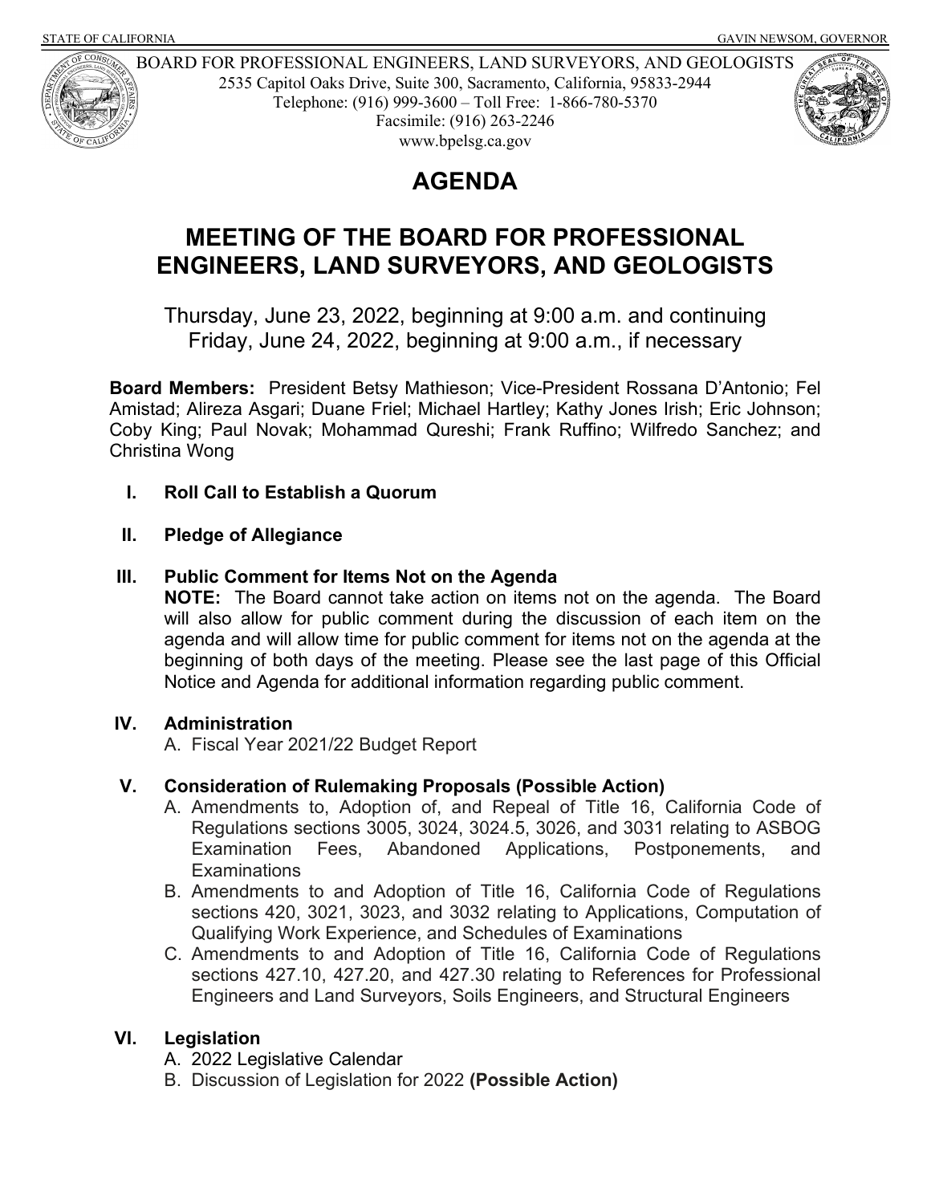STATE OF CALIFORNIA GAVIN NEWSOM, GOVERNOR

BOARD FOR PROFESSIONAL ENGINEERS, LAND SURVEYORS, AND GEOLOGISTS
2535 Capitol Oaks Drive, Suite 300, Sacramento, California, 95833-2944
Telephone: (916) 999-3600 – Toll Free: 1-866-780-5370
Facsimile: (916) 263-2246
www.bpelsg.ca.gov

# AGENDA

# MEETING OF THE BOARD FOR PROFESSIONAL ENGINEERS, LAND SURVEYORS, AND GEOLOGISTS

Thursday, June 23, 2022, beginning at 9:00 a.m. and continuing
Friday, June 24, 2022, beginning at 9:00 a.m., if necessary

**Board Members:** President Betsy Mathieson; Vice-President Rossana D'Antonio; Fel Amistad; Alireza Asgari; Duane Friel; Michael Hartley; Kathy Jones Irish; Eric Johnson; Coby King; Paul Novak; Mohammad Qureshi; Frank Ruffino; Wilfredo Sanchez; and Christina Wong

**I. Roll Call to Establish a Quorum**

**II. Pledge of Allegiance**

**III. Public Comment for Items Not on the Agenda**
**NOTE:** The Board cannot take action on items not on the agenda. The Board will also allow for public comment during the discussion of each item on the agenda and will allow time for public comment for items not on the agenda at the beginning of both days of the meeting. Please see the last page of this Official Notice and Agenda for additional information regarding public comment.

**IV. Administration**
A. Fiscal Year 2021/22 Budget Report

**V. Consideration of Rulemaking Proposals (Possible Action)**
A. Amendments to, Adoption of, and Repeal of Title 16, California Code of Regulations sections 3005, 3024, 3024.5, 3026, and 3031 relating to ASBOG Examination Fees, Abandoned Applications, Postponements, and Examinations
B. Amendments to and Adoption of Title 16, California Code of Regulations sections 420, 3021, 3023, and 3032 relating to Applications, Computation of Qualifying Work Experience, and Schedules of Examinations
C. Amendments to and Adoption of Title 16, California Code of Regulations sections 427.10, 427.20, and 427.30 relating to References for Professional Engineers and Land Surveyors, Soils Engineers, and Structural Engineers

**VI. Legislation**
A. 2022 Legislative Calendar
B. Discussion of Legislation for 2022 **(Possible Action)**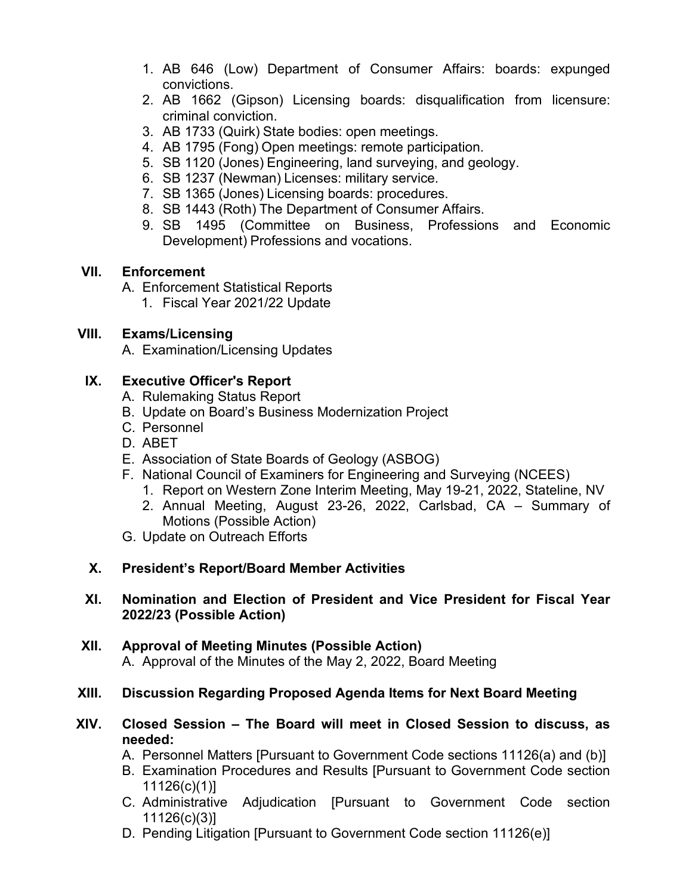1. AB 646 (Low) Department of Consumer Affairs: boards: expunged convictions.
2. AB 1662 (Gipson) Licensing boards: disqualification from licensure: criminal conviction.
3. AB 1733 (Quirk) State bodies: open meetings.
4. AB 1795 (Fong) Open meetings: remote participation.
5. SB 1120 (Jones) Engineering, land surveying, and geology.
6. SB 1237 (Newman) Licenses: military service.
7. SB 1365 (Jones) Licensing boards: procedures.
8. SB 1443 (Roth) The Department of Consumer Affairs.
9. SB 1495 (Committee on Business, Professions and Economic Development) Professions and vocations.

**VII. Enforcement**

A. Enforcement Statistical Reports
   1. Fiscal Year 2021/22 Update

**VIII. Exams/Licensing**

A. Examination/Licensing Updates

**IX. Executive Officer's Report**

A. Rulemaking Status Report
B. Update on Board's Business Modernization Project
C. Personnel
D. ABET
E. Association of State Boards of Geology (ASBOG)
F. National Council of Examiners for Engineering and Surveying (NCEES)
   1. Report on Western Zone Interim Meeting, May 19-21, 2022, Stateline, NV
   2. Annual Meeting, August 23-26, 2022, Carlsbad, CA – Summary of Motions (Possible Action)
G. Update on Outreach Efforts

**X. President's Report/Board Member Activities**

**XI. Nomination and Election of President and Vice President for Fiscal Year 2022/23 (Possible Action)**

**XII. Approval of Meeting Minutes (Possible Action)**

A. Approval of the Minutes of the May 2, 2022, Board Meeting

**XIII. Discussion Regarding Proposed Agenda Items for Next Board Meeting**

**XIV. Closed Session – The Board will meet in Closed Session to discuss, as needed:**

A. Personnel Matters [Pursuant to Government Code sections 11126(a) and (b)]
B. Examination Procedures and Results [Pursuant to Government Code section 11126(c)(1)]
C. Administrative Adjudication [Pursuant to Government Code section 11126(c)(3)]
D. Pending Litigation [Pursuant to Government Code section 11126(e)]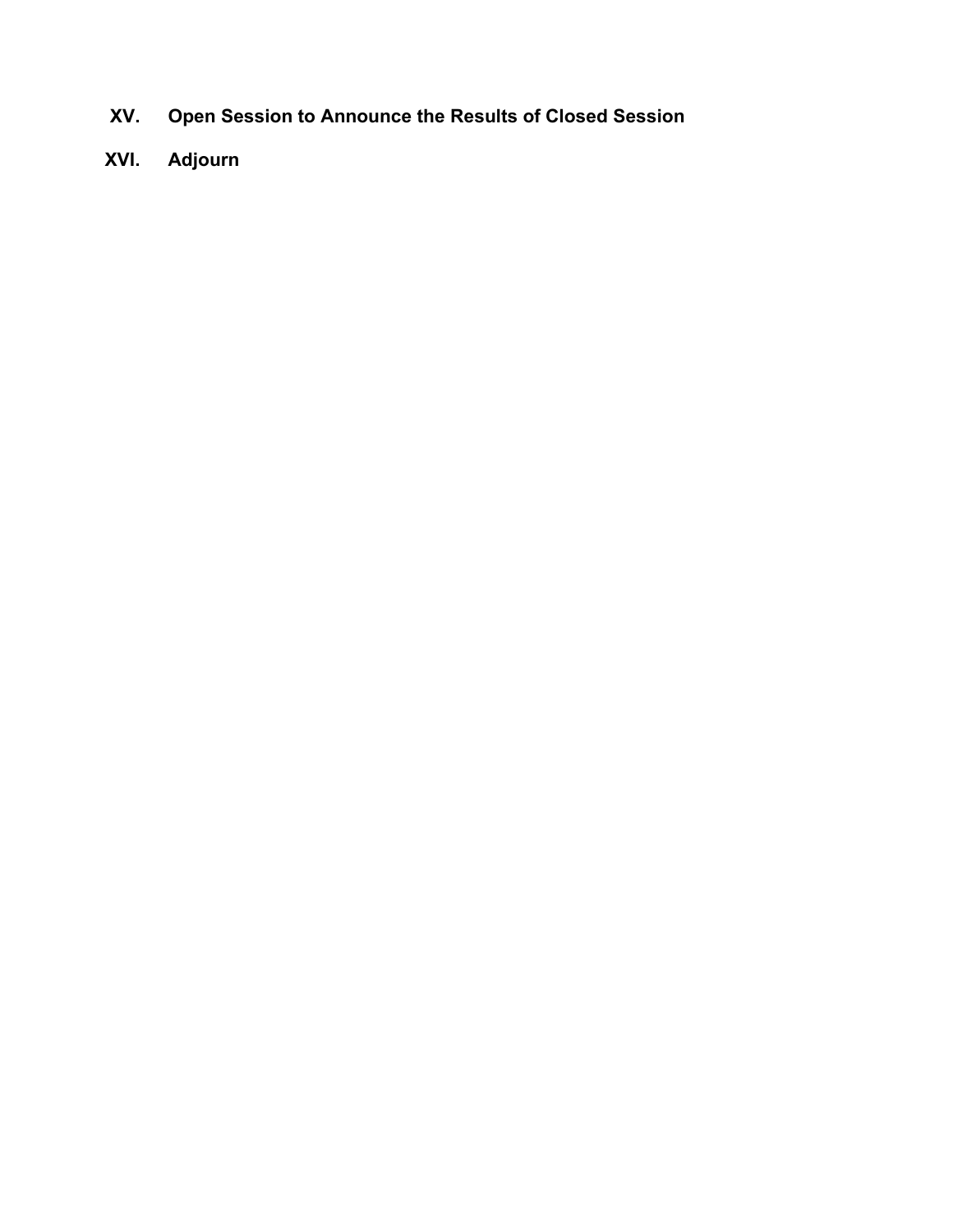## XV. Open Session to Announce the Results of Closed Session

## XVI. Adjourn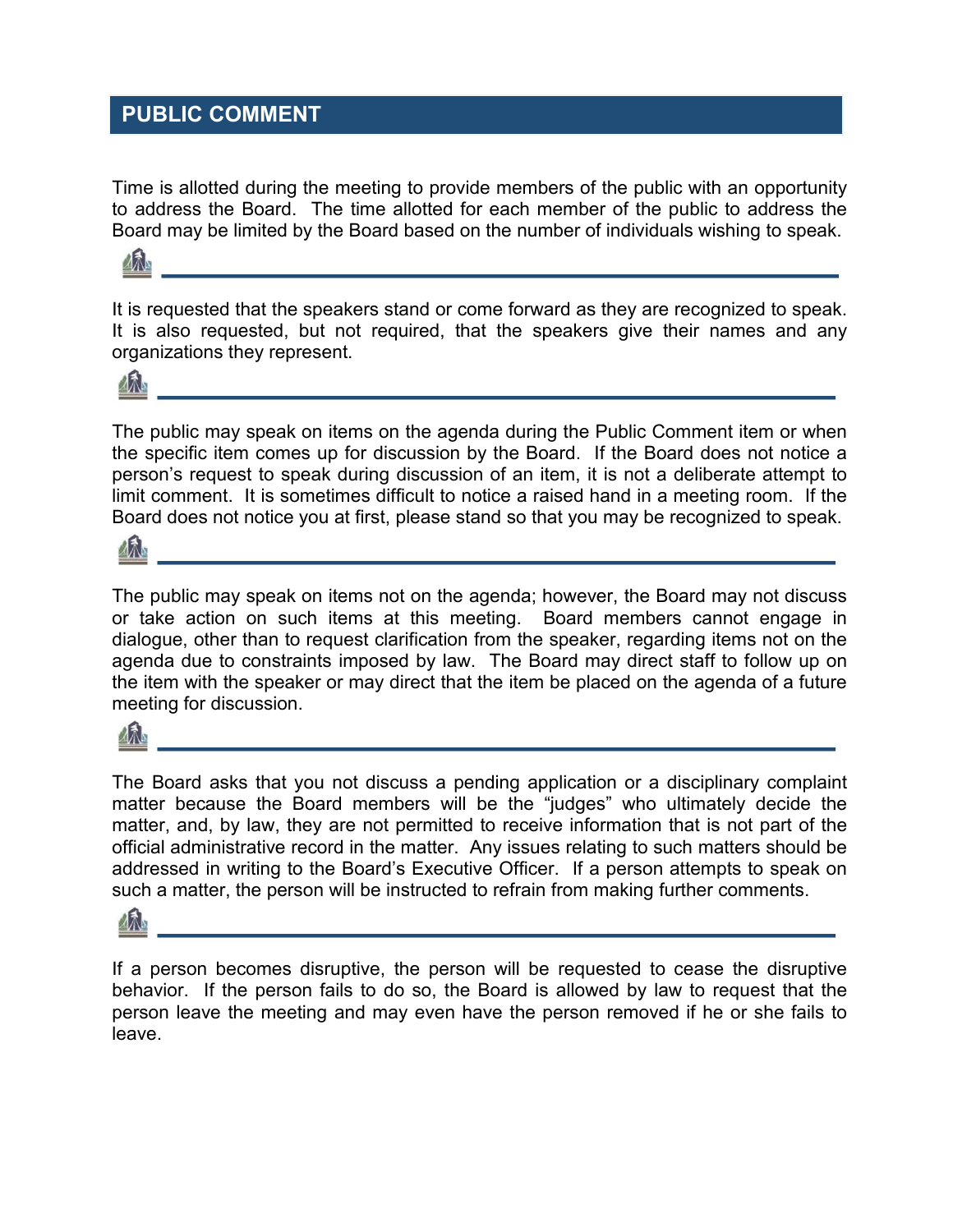## PUBLIC COMMENT

Time is allotted during the meeting to provide members of the public with an opportunity to address the Board. The time allotted for each member of the public to address the Board may be limited by the Board based on the number of individuals wishing to speak.

It is requested that the speakers stand or come forward as they are recognized to speak. It is also requested, but not required, that the speakers give their names and any organizations they represent.

The public may speak on items on the agenda during the Public Comment item or when the specific item comes up for discussion by the Board. If the Board does not notice a person's request to speak during discussion of an item, it is not a deliberate attempt to limit comment. It is sometimes difficult to notice a raised hand in a meeting room. If the Board does not notice you at first, please stand so that you may be recognized to speak.

The public may speak on items not on the agenda; however, the Board may not discuss or take action on such items at this meeting. Board members cannot engage in dialogue, other than to request clarification from the speaker, regarding items not on the agenda due to constraints imposed by law. The Board may direct staff to follow up on the item with the speaker or may direct that the item be placed on the agenda of a future meeting for discussion.

The Board asks that you not discuss a pending application or a disciplinary complaint matter because the Board members will be the "judges" who ultimately decide the matter, and, by law, they are not permitted to receive information that is not part of the official administrative record in the matter. Any issues relating to such matters should be addressed in writing to the Board's Executive Officer. If a person attempts to speak on such a matter, the person will be instructed to refrain from making further comments.

If a person becomes disruptive, the person will be requested to cease the disruptive behavior. If the person fails to do so, the Board is allowed by law to request that the person leave the meeting and may even have the person removed if he or she fails to leave.